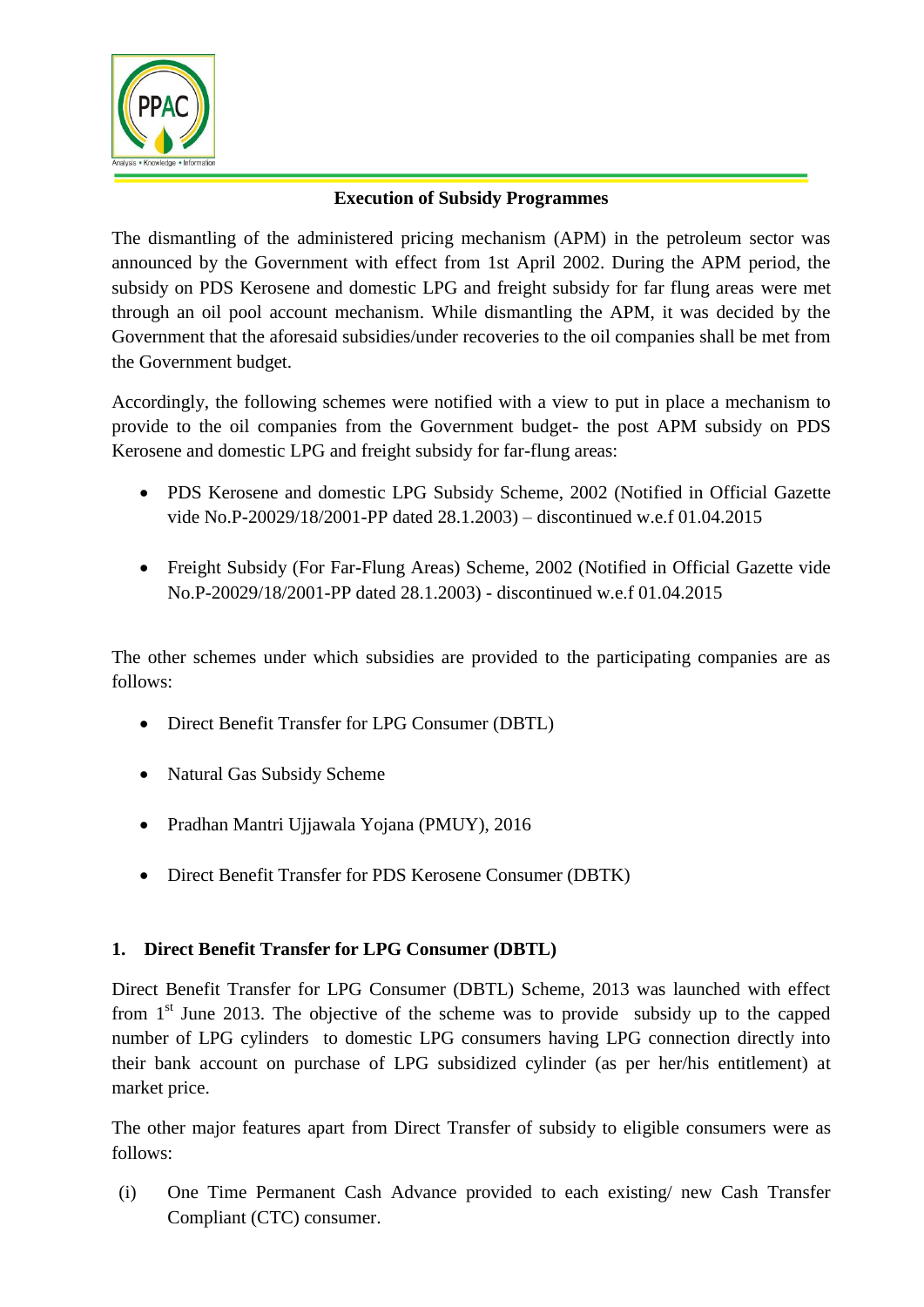## Execution of Subsidy Programmes

The dismantling of the administered pricing mechanism (APM) in the petroleum sector was announced by the Government with effect from 1st April 2002. During the APM period, the subsidy on PDS Kerosene and domestic LPG and freight subsidy for far flung areas were met through an oil pool account mechanism. While dismantling the APM, it was decided by the Government that the aforesaid subsidies/under recoveries to the oil companies shall be met from the Government budget.

Accordingly, the following schemes were notified with a view to put in place a mechanism to provide to the oil companies from the Government budget- the post APM subsidy on PDS Kerosene and domestic LPG and freight subsidy for far-flung areas:

- PDS Kerosene and domestic LPG Subsidy Scheme, 2002 (Notified in Official Gazette vide No.P-20029/18/2001-PP dated 28.1.2003) – discontinued w.e.f 01.04.2015
- Freight Subsidy (For Far-Flung Areas) Scheme, 2002 (Notified in Official Gazette vide No.P-20029/18/2001-PP dated 28.1.2003) - discontinued w.e.f 01.04.2015

The other schemes under which subsidies are provided to the participating companies are as follows:

- Direct Benefit Transfer for LPG Consumer (DBTL)
- Natural Gas Subsidy Scheme
- Pradhan Mantri Ujjawala Yojana (PMUY), 2016
- Direct Benefit Transfer for PDS Kerosene Consumer (DBTK)

### 1. Direct Benefit Transfer for LPG Consumer (DBTL)

Direct Benefit Transfer for LPG Consumer (DBTL) Scheme, 2013 was launched with effect from 1st June 2013. The objective of the scheme was to provide subsidy up to the capped number of LPG cylinders to domestic LPG consumers having LPG connection directly into their bank account on purchase of LPG subsidized cylinder (as per her/his entitlement) at market price.

The other major features apart from Direct Transfer of subsidy to eligible consumers were as follows:

(i) One Time Permanent Cash Advance provided to each existing/ new Cash Transfer Compliant (CTC) consumer.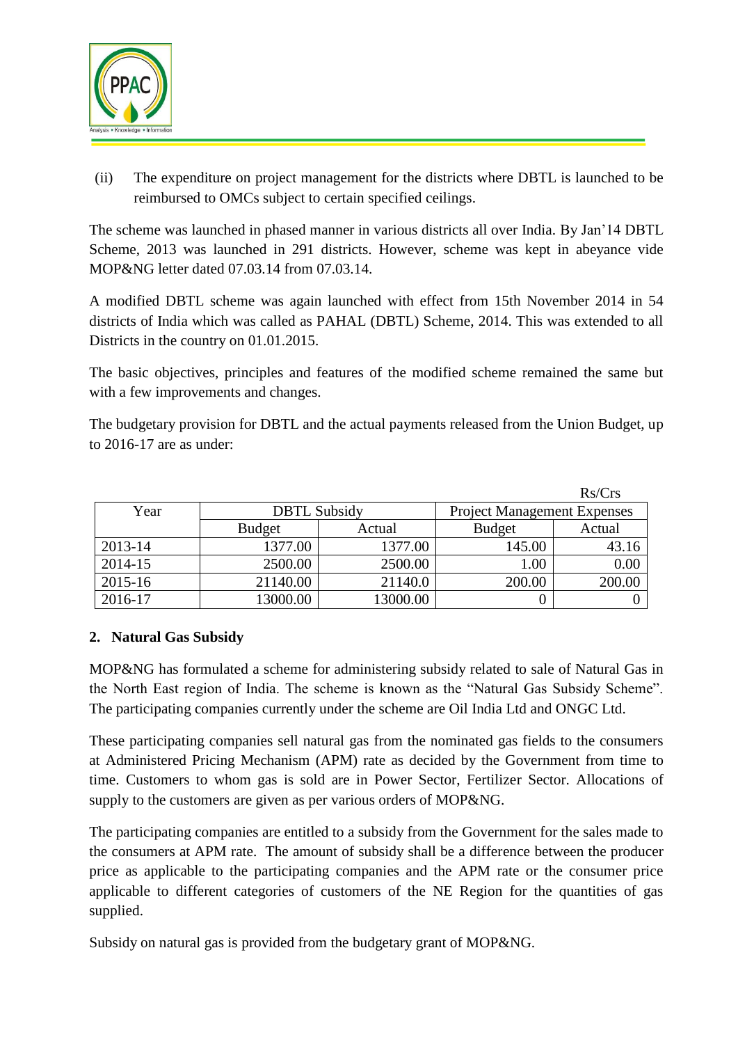(ii) The expenditure on project management for the districts where DBTL is launched to be reimbursed to OMCs subject to certain specified ceilings.

The scheme was launched in phased manner in various districts all over India. By Jan'14 DBTL Scheme, 2013 was launched in 291 districts. However, scheme was kept in abeyance vide MOP&NG letter dated 07.03.14 from 07.03.14.

A modified DBTL scheme was again launched with effect from 15th November 2014 in 54 districts of India which was called as PAHAL (DBTL) Scheme, 2014. This was extended to all Districts in the country on 01.01.2015.

The basic objectives, principles and features of the modified scheme remained the same but with a few improvements and changes.

The budgetary provision for DBTL and the actual payments released from the Union Budget, up to 2016-17 are as under:

Rs/Crs

| Year | DBTL Subsidy | | Project Management Expenses | |
|---|---|---|---|---|
| | Budget | Actual | Budget | Actual |
| 2013-14 | 1377.00 | 1377.00 | 145.00 | 43.16 |
| 2014-15 | 2500.00 | 2500.00 | 1.00 | 0.00 |
| 2015-16 | 21140.00 | 21140.0 | 200.00 | 200.00 |
| 2016-17 | 13000.00 | 13000.00 | 0 | 0 |

**2. Natural Gas Subsidy**

MOP&NG has formulated a scheme for administering subsidy related to sale of Natural Gas in the North East region of India. The scheme is known as the "Natural Gas Subsidy Scheme". The participating companies currently under the scheme are Oil India Ltd and ONGC Ltd.

These participating companies sell natural gas from the nominated gas fields to the consumers at Administered Pricing Mechanism (APM) rate as decided by the Government from time to time. Customers to whom gas is sold are in Power Sector, Fertilizer Sector. Allocations of supply to the customers are given as per various orders of MOP&NG.

The participating companies are entitled to a subsidy from the Government for the sales made to the consumers at APM rate. The amount of subsidy shall be a difference between the producer price as applicable to the participating companies and the APM rate or the consumer price applicable to different categories of customers of the NE Region for the quantities of gas supplied.

Subsidy on natural gas is provided from the budgetary grant of MOP&NG.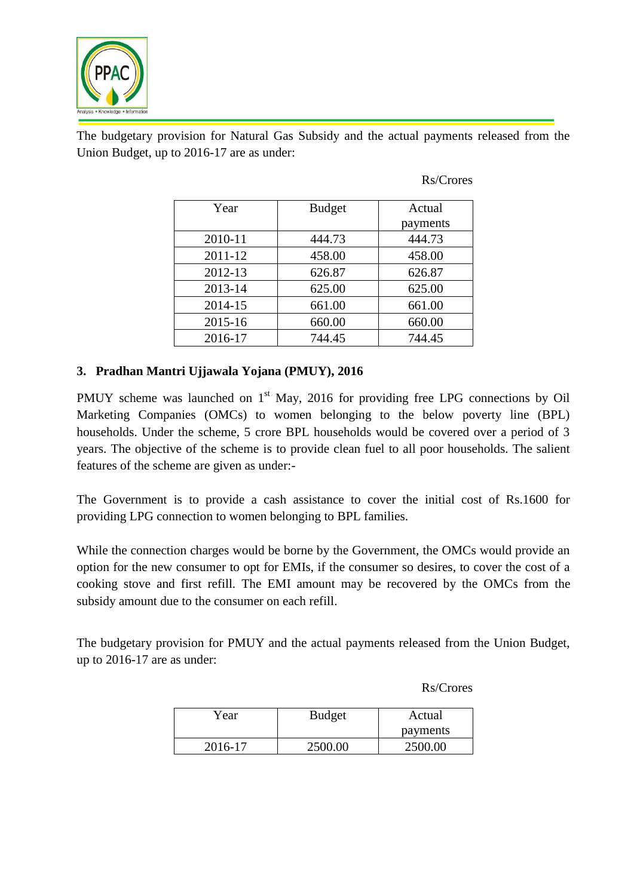The budgetary provision for Natural Gas Subsidy and the actual payments released from the Union Budget, up to 2016-17 are as under:

Rs/Crores

| Year | Budget | Actual payments |
|---|---|---|
| 2010-11 | 444.73 | 444.73 |
| 2011-12 | 458.00 | 458.00 |
| 2012-13 | 626.87 | 626.87 |
| 2013-14 | 625.00 | 625.00 |
| 2014-15 | 661.00 | 661.00 |
| 2015-16 | 660.00 | 660.00 |
| 2016-17 | 744.45 | 744.45 |

### 3. Pradhan Mantri Ujjawala Yojana (PMUY), 2016

PMUY scheme was launched on 1st May, 2016 for providing free LPG connections by Oil Marketing Companies (OMCs) to women belonging to the below poverty line (BPL) households. Under the scheme, 5 crore BPL households would be covered over a period of 3 years. The objective of the scheme is to provide clean fuel to all poor households. The salient features of the scheme are given as under:-

The Government is to provide a cash assistance to cover the initial cost of Rs.1600 for providing LPG connection to women belonging to BPL families.

While the connection charges would be borne by the Government, the OMCs would provide an option for the new consumer to opt for EMIs, if the consumer so desires, to cover the cost of a cooking stove and first refill. The EMI amount may be recovered by the OMCs from the subsidy amount due to the consumer on each refill.

The budgetary provision for PMUY and the actual payments released from the Union Budget, up to 2016-17 are as under:

Rs/Crores

| Year | Budget | Actual payments |
|---|---|---|
| 2016-17 | 2500.00 | 2500.00 |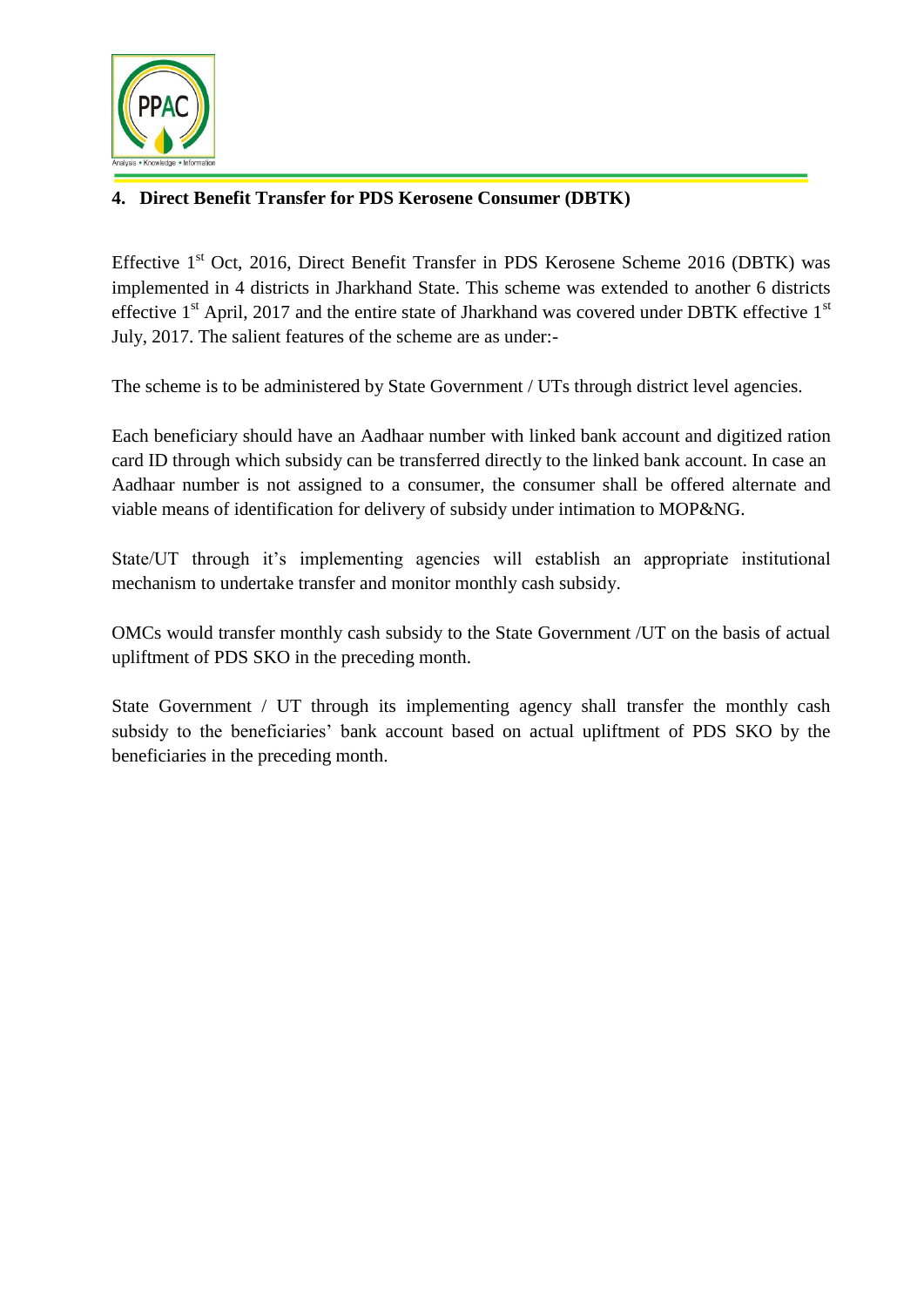## 4. Direct Benefit Transfer for PDS Kerosene Consumer (DBTK)

Effective 1st Oct, 2016, Direct Benefit Transfer in PDS Kerosene Scheme 2016 (DBTK) was implemented in 4 districts in Jharkhand State. This scheme was extended to another 6 districts effective 1st April, 2017 and the entire state of Jharkhand was covered under DBTK effective 1st July, 2017. The salient features of the scheme are as under:-

The scheme is to be administered by State Government / UTs through district level agencies.

Each beneficiary should have an Aadhaar number with linked bank account and digitized ration card ID through which subsidy can be transferred directly to the linked bank account. In case an Aadhaar number is not assigned to a consumer, the consumer shall be offered alternate and viable means of identification for delivery of subsidy under intimation to MOP&NG.

State/UT through it's implementing agencies will establish an appropriate institutional mechanism to undertake transfer and monitor monthly cash subsidy.

OMCs would transfer monthly cash subsidy to the State Government /UT on the basis of actual upliftment of PDS SKO in the preceding month.

State Government / UT through its implementing agency shall transfer the monthly cash subsidy to the beneficiaries' bank account based on actual upliftment of PDS SKO by the beneficiaries in the preceding month.